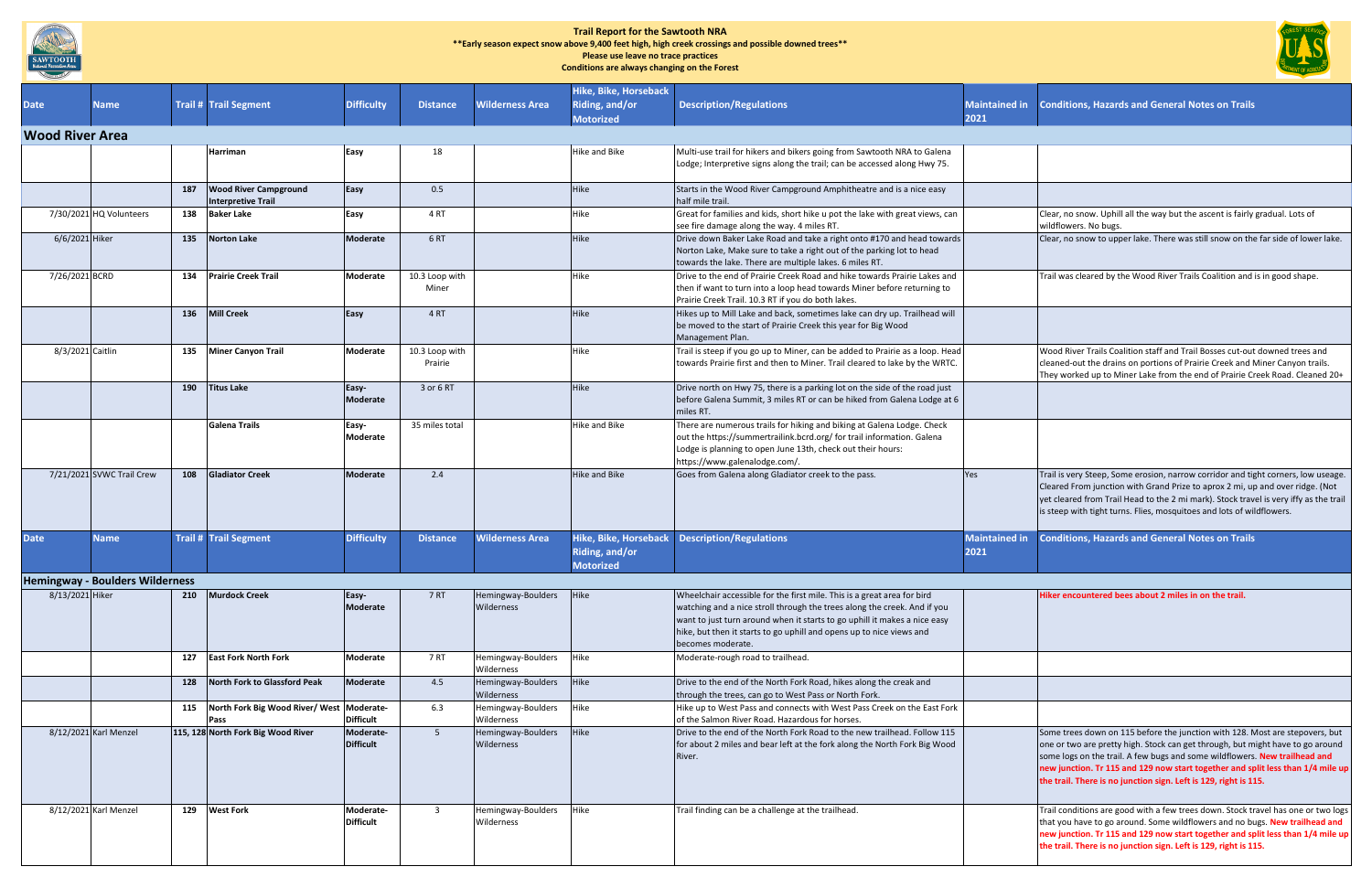# Trail Report for the Sawtooth NRA

**Early season expect snow above 9,400 feet high, high creek crossings and possible downed trees**

Please use leave no trace practices

Conditions are always changing on the Forest

| Date | Name | Trail # | Trail Segment | Difficulty | Distance | Wilderness Area | Hike, Bike, Horseback Riding, and/or Motorized | Description/Regulations | Maintained in 2021 | Conditions, Hazards and General Notes on Trails |
|---|---|---|---|---|---|---|---|---|---|---|
| **Wood River Area** | | | | | | | | | | |
| | | | **Harriman** | **Easy** | 18 | | Hike and Bike | Multi-use trail for hikers and bikers going from Sawtooth NRA to Galena Lodge; Interpretive signs along the trail; can be accessed along Hwy 75. | | |
| | | **187** | **Wood River Campground Interpretive Trail** | **Easy** | 0.5 | | Hike | Starts in the Wood River Campground Amphitheatre and is a nice easy half mile trail. | | |
| 7/30/2021 | HQ Volunteers | **138** | **Baker Lake** | **Easy** | 4 RT | | Hike | Great for families and kids, short hike u pot the lake with great views, can see fire damage along the way. 4 miles RT. | | Clear, no snow. Uphill all the way but the ascent is fairly gradual. Lots of wildflowers. No bugs. |
| 6/6/2021 | Hiker | **135** | **Norton Lake** | **Moderate** | 6 RT | | Hike | Drive down Baker Lake Road and take a right onto #170 and head towards Norton Lake, Make sure to take a right out of the parking lot to head towards the lake. There are multiple lakes. 6 miles RT. | | Clear, no snow to upper lake. There was still snow on the far side of lower lake. |
| 7/26/2021 | BCRD | **134** | **Prairie Creek Trail** | **Moderate** | 10.3 Loop with Miner | | Hike | Drive to the end of Prairie Creek Road and hike towards Prairie Lakes and then if want to turn into a loop head towards Miner before returning to Prairie Creek Trail. 10.3 RT if you do both lakes. | | Trail was cleared by the Wood River Trails Coalition and is in good shape. |
| | | **136** | **Mill Creek** | **Easy** | 4 RT | | Hike | Hikes up to Mill Lake and back, sometimes lake can dry up. Trailhead will be moved to the start of Prairie Creek this year for Big Wood Management Plan. | | |
| 8/3/2021 | Caitlin | **135** | **Miner Canyon Trail** | **Moderate** | 10.3 Loop with Prairie | | Hike | Trail is steep if you go up to Miner, can be added to Prairie as a loop. Head towards Prairie first and then to Miner. Trail cleared to lake by the WRTC. | | Wood River Trails Coalition staff and Trail Bosses cut-out downed trees and cleaned-out the drains on portions of Prairie Creek and Miner Canyon trails. They worked up to Miner Lake from the end of Prairie Creek Road. Cleaned 20+ |
| | | **190** | **Titus Lake** | **Easy-Moderate** | 3 or 6 RT | | Hike | Drive north on Hwy 75, there is a parking lot on the side of the road just before Galena Summit, 3 miles RT or can be hiked from Galena Lodge at 6 miles RT. | | |
| | | | **Galena Trails** | **Easy-Moderate** | 35 miles total | | Hike and Bike | There are numerous trails for hiking and biking at Galena Lodge. Check out the https://summertrailink.bcrd.org/ for trail information. Galena Lodge is planning to open June 13th, check out their hours: https://www.galenalodge.com/. | | |
| 7/21/2021 | SVWC Trail Crew | **108** | **Gladiator Creek** | **Moderate** | 2.4 | | Hike and Bike | Goes from Galena along Gladiator creek to the pass. | Yes | Trail is very Steep, Some erosion, narrow corridor and tight corners, low useage. Cleared From junction with Grand Prize to aprox 2 mi, up and over ridge. (Not yet cleared from Trail Head to the 2 mi mark). Stock travel is very iffy as the trail is steep with tight turns. Flies, mosquitoes and lots of wildflowers. |
| **Date** | **Name** | **Trail #** | **Trail Segment** | **Difficulty** | **Distance** | **Wilderness Area** | **Hike, Bike, Horseback Riding, and/or Motorized** | **Description/Regulations** | **Maintained in 2021** | **Conditions, Hazards and General Notes on Trails** |
| **Hemingway - Boulders Wilderness** | | | | | | | | | | |
| 8/13/2021 | Hiker | **210** | **Murdock Creek** | **Easy-Moderate** | 7 RT | Hemingway-Boulders Wilderness | Hike | Wheelchair accessible for the first mile. This is a great area for bird watching and a nice stroll through the trees along the creek. And if you want to just turn around when it starts to go uphill it makes a nice easy hike, but then it starts to go uphill and opens up to nice views and becomes moderate. | | **Hiker encountered bees about 2 miles in on the trail.** |
| | | **127** | **East Fork North Fork** | **Moderate** | 7 RT | Hemingway-Boulders Wilderness | Hike | Moderate-rough road to trailhead. | | |
| | | **128** | **North Fork to Glassford Peak** | **Moderate** | 4.5 | Hemingway-Boulders Wilderness | Hike | Drive to the end of the North Fork Road, hikes along the creak and through the trees, can go to West Pass or North Fork. | | |
| | | **115** | **North Fork Big Wood River/ West Pass** | **Moderate-Difficult** | 6.3 | Hemingway-Boulders Wilderness | Hike | Hike up to West Pass and connects with West Pass Creek on the East Fork of the Salmon River Road. Hazardous for horses. | | |
| 8/12/2021 | Karl Menzel | **115, 128** | **North Fork Big Wood River** | **Moderate-Difficult** | 5 | Hemingway-Boulders Wilderness | Hike | Drive to the end of the North Fork Road to the new trailhead. Follow 115 for about 2 miles and bear left at the fork along the North Fork Big Wood River. | | Some trees down on 115 before the junction with 128. Most are stepovers, but one or two are pretty high. Stock can get through, but might have to go around some logs on the trail. A few bugs and some wildflowers. **New trailhead and new junction. Tr 115 and 129 now start together and split less than 1/4 mile up the trail. There is no junction sign. Left is 129, right is 115.** |
| 8/12/2021 | Karl Menzel | **129** | **West Fork** | **Moderate-Difficult** | 3 | Hemingway-Boulders Wilderness | Hike | Trail finding can be a challenge at the trailhead. | | Trail conditions are good with a few trees down. Stock travel has one or two logs that you have to go around. Some wildflowers and no bugs. **New trailhead and new junction. Tr 115 and 129 now start together and split less than 1/4 mile up the trail. There is no junction sign. Left is 129, right is 115.** |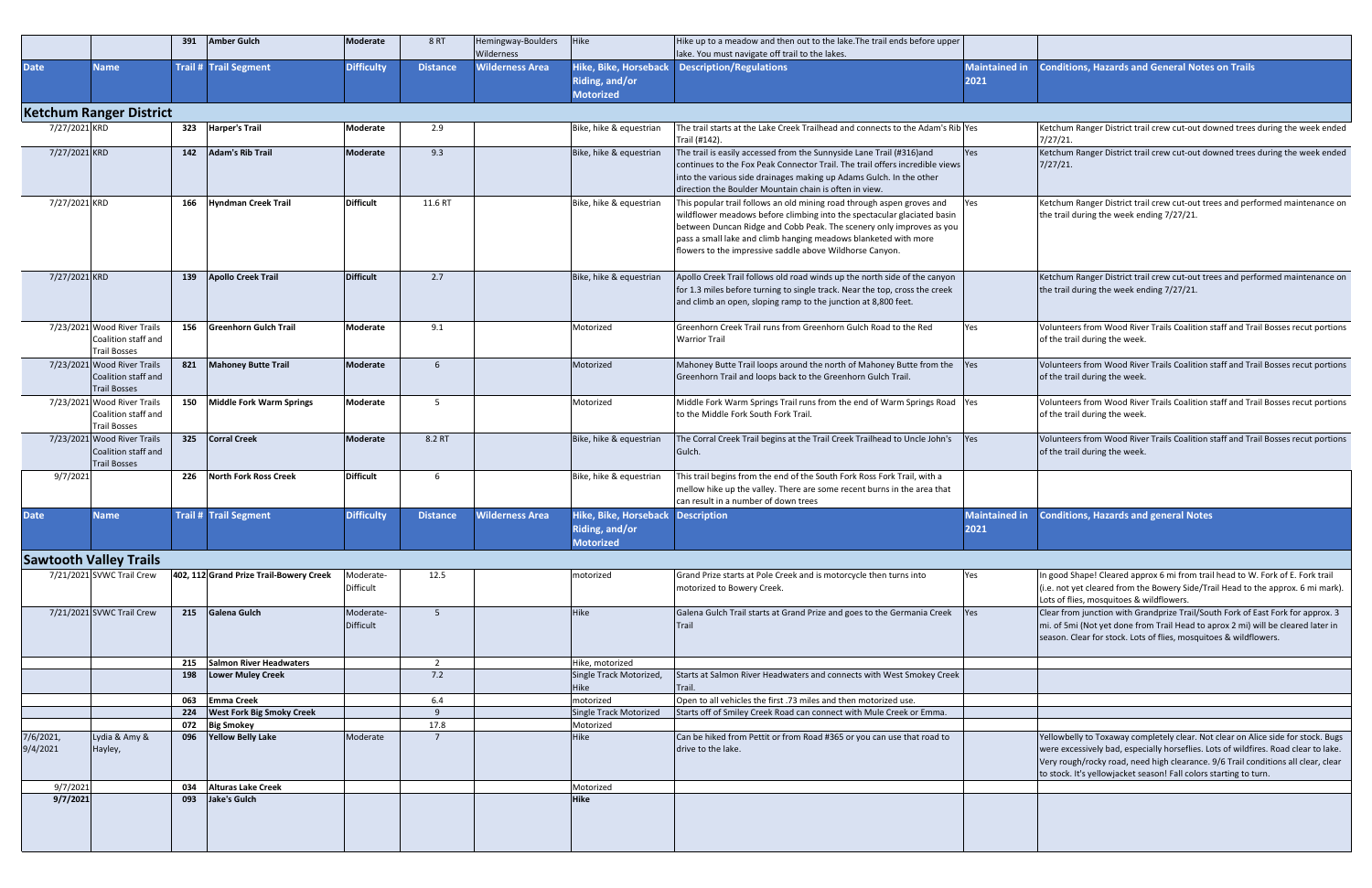| | | | | | | | | | | |
|---|---|---|---|---|---|---|---|---|---|---|
| | | 391 | Amber Gulch | Moderate | 8 RT | Hemingway-Boulders Wilderness | Hike | Hike up to a meadow and then out to the lake.The trail ends before upper lake. You must navigate off trail to the lakes. | | |
| **Date** | **Name** | **Trail #** | **Trail Segment** | **Difficulty** | **Distance** | **Wilderness Area** | **Hike, Bike, Horseback Riding, and/or Motorized** | **Description/Regulations** | **Maintained in 2021** | **Conditions, Hazards and General Notes on Trails** |
| **Ketchum Ranger District** | | | | | | | | | | |
| 7/27/2021 | KRD | 323 | **Harper's Trail** | **Moderate** | 2.9 | | Bike, hike & equestrian | The trail starts at the Lake Creek Trailhead and connects to the Adam's Rib Trail (#142). | Yes | Ketchum Ranger District trail crew cut-out downed trees during the week ended 7/27/21. |
| 7/27/2021 | KRD | 142 | **Adam's Rib Trail** | **Moderate** | 9.3 | | Bike, hike & equestrian | The trail is easily accessed from the Sunnyside Lane Trail (#316)and continues to the Fox Peak Connector Trail. The trail offers incredible views into the various side drainages making up Adams Gulch. In the other direction the Boulder Mountain chain is often in view. | Yes | Ketchum Ranger District trail crew cut-out downed trees during the week ended 7/27/21. |
| 7/27/2021 | KRD | 166 | **Hyndman Creek Trail** | **Difficult** | 11.6 RT | | Bike, hike & equestrian | This popular trail follows an old mining road through aspen groves and wildflower meadows before climbing into the spectacular glaciated basin between Duncan Ridge and Cobb Peak. The scenery only improves as you pass a small lake and climb hanging meadows blanketed with more flowers to the impressive saddle above Wildhorse Canyon. | Yes | Ketchum Ranger District trail crew cut-out trees and performed maintenance on the trail during the week ending 7/27/21. |
| 7/27/2021 | KRD | 139 | **Apollo Creek Trail** | **Difficult** | 2.7 | | Bike, hike & equestrian | Apollo Creek Trail follows old road winds up the north side of the canyon for 1.3 miles before turning to single track. Near the top, cross the creek and climb an open, sloping ramp to the junction at 8,800 feet. | | Ketchum Ranger District trail crew cut-out trees and performed maintenance on the trail during the week ending 7/27/21. |
| 7/23/2021 | Wood River Trails Coalition staff and Trail Bosses | 156 | **Greenhorn Gulch Trail** | **Moderate** | 9.1 | | Motorized | Greenhorn Creek Trail runs from Greenhorn Gulch Road to the Red Warrior Trail | Yes | Volunteers from Wood River Trails Coalition staff and Trail Bosses recut portions of the trail during the week. |
| 7/23/2021 | Wood River Trails Coalition staff and Trail Bosses | 821 | **Mahoney Butte Trail** | **Moderate** | 6 | | Motorized | Mahoney Butte Trail loops around the north of Mahoney Butte from the Greenhorn Trail and loops back to the Greenhorn Gulch Trail. | Yes | Volunteers from Wood River Trails Coalition staff and Trail Bosses recut portions of the trail during the week. |
| 7/23/2021 | Wood River Trails Coalition staff and Trail Bosses | 150 | **Middle Fork Warm Springs** | **Moderate** | 5 | | Motorized | Middle Fork Warm Springs Trail runs from the end of Warm Springs Road to the Middle Fork South Fork Trail. | Yes | Volunteers from Wood River Trails Coalition staff and Trail Bosses recut portions of the trail during the week. |
| 7/23/2021 | Wood River Trails Coalition staff and Trail Bosses | 325 | **Corral Creek** | **Moderate** | 8.2 RT | | Bike, hike & equestrian | The Corral Creek Trail begins at the Trail Creek Trailhead to Uncle John's Gulch. | Yes | Volunteers from Wood River Trails Coalition staff and Trail Bosses recut portions of the trail during the week. |
| 9/7/2021 | | 226 | **North Fork Ross Creek** | **Difficult** | 6 | | Bike, hike & equestrian | This trail begins from the end of the South Fork Ross Fork Trail, with a mellow hike up the valley. There are some recent burns in the area that can result in a number of down trees | | |
| **Date** | **Name** | **Trail #** | **Trail Segment** | **Difficulty** | **Distance** | **Wilderness Area** | **Hike, Bike, Horseback Riding, and/or Motorized** | **Description** | **Maintained in 2021** | **Conditions, Hazards and general Notes** |
| **Sawtooth Valley Trails** | | | | | | | | | | |
| 7/21/2021 | SVWC Trail Crew | 402, 112 | **Grand Prize Trail-Bowery Creek** | Moderate-Difficult | 12.5 | | motorized | Grand Prize starts at Pole Creek and is motorcycle then turns into motorized to Bowery Creek. | Yes | In good Shape! Cleared approx 6 mi from trail head to W. Fork of E. Fork trail (i.e. not yet cleared from the Bowery Side/Trail Head to the approx. 6 mi mark). Lots of flies, mosquitoes & wildflowers. |
| 7/21/2021 | SVWC Trail Crew | 215 | **Galena Gulch** | Moderate-Difficult | 5 | | Hike | Galena Gulch Trail starts at Grand Prize and goes to the Germania Creek Trail | Yes | Clear from junction with Grandprize Trail/South Fork of East Fork for approx. 3 mi. of 5mi (Not yet done from Trail Head to aprox 2 mi) will be cleared later in season. Clear for stock. Lots of flies, mosquitoes & wildflowers. |
| | | 215 | **Salmon River Headwaters** | | 2 | | Hike, motorized | | | |
| | | 198 | **Lower Muley Creek** | | 7.2 | | Single Track Motorized, Hike | Starts at Salmon River Headwaters and connects with West Smokey Creek Trail. | | |
| | | 063 | **Emma Creek** | | 6.4 | | motorized | Open to all vehicles the first .73 miles and then motorized use. | | |
| | | 224 | **West Fork Big Smoky Creek** | | 9 | | Single Track Motorized | Starts off of Smiley Creek Road can connect with Mule Creek or Emma. | | |
| | | 072 | **Big Smokey** | | 17.8 | | Motorized | | | |
| 7/6/2021, 9/4/2021 | Lydia & Amy & Hayley, | 096 | **Yellow Belly Lake** | Moderate | 7 | | Hike | Can be hiked from Pettit or from Road #365 or you can use that road to drive to the lake. | | Yellowbelly to Toxaway completely clear. Not clear on Alice side for stock. Bugs were excessively bad, especially horseflies. Lots of wildfires. Road clear to lake. Very rough/rocky road, need high clearance. 9/6 Trail conditions all clear, clear to stock. It's yellowjacket season! Fall colors starting to turn. |
| 9/7/2021 | | 034 | **Alturas Lake Creek** | | | | Motorized | | | |
| **9/7/2021** | | **093** | **Jake's Gulch** | | | | **Hike** | | | |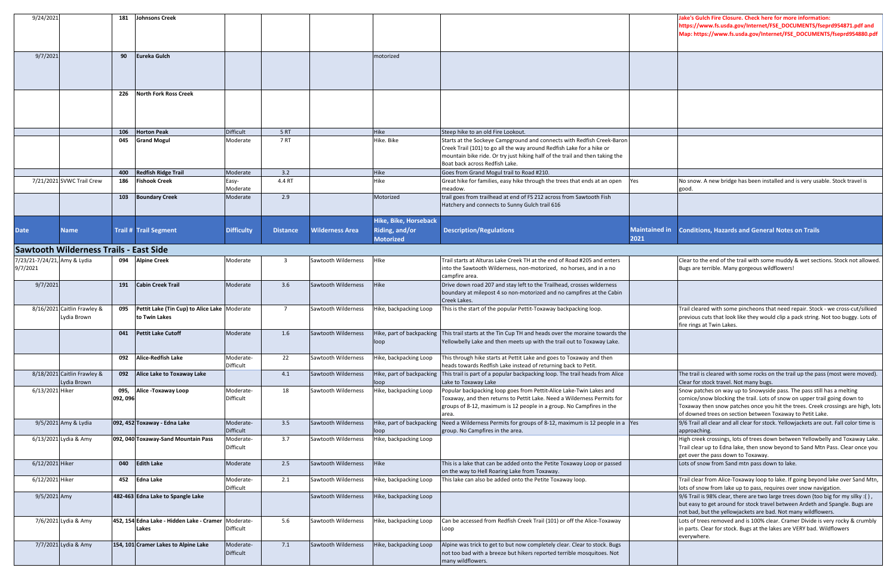| | | | | | | | | | | |
|---|---|---|---|---|---|---|---|---|---|---|
| 9/24/2021 | | 181 | **Johnsons Creek** | | | | | | | **Jake's Gulch Fire Closure. Check here for more information: https://www.fs.usda.gov/Internet/FSE_DOCUMENTS/fseprd954871.pdf and Map: https://www.fs.usda.gov/Internet/FSE_DOCUMENTS/fseprd954880.pdf** |
| 9/7/2021 | | 90 | **Eureka Gulch** | | | | motorized | | | |
| | | 226 | **North Fork Ross Creek** | | | | | | | |
| | | 106 | **Horton Peak** | Difficult | 5 RT | | Hike | Steep hike to an old Fire Lookout. | | |
| | | 045 | **Grand Mogul** | Moderate | 7 RT | | Hike. Bike | Starts at the Sockeye Campground and connects with Redfish Creek-Baron Creek Trail (101) to go all the way around Redfish Lake for a hike or mountain bike ride. Or try just hiking half of the trail and then taking the Boat back across Redfish Lake. | | |
| | | 400 | **Redfish Ridge Trail** | Moderate | 3.2 | | Hike | Goes from Grand Mogul trail to Road #210. | | |
| 7/21/2021 | SVWC Trail Crew | 186 | **Fishook Creek** | Easy-Moderate | 4.4 RT | | Hike | Great hike for families, easy hike through the trees that ends at an open meadow. | Yes | No snow. A new bridge has been installed and is very usable. Stock travel is good. |
| | | 103 | **Boundary Creek** | Moderate | 2.9 | | Motorized | trail goes from trailhead at end of FS 212 across from Sawtooth Fish Hatchery and connects to Sunny Gulch trail 616 | | |
| **Date** | **Name** | **Trail #** | **Trail Segment** | **Difficulty** | **Distance** | **Wilderness Area** | **Hike, Bike, Horseback Riding, and/or Motorized** | **Description/Regulations** | **Maintained in 2021** | **Conditions, Hazards and General Notes on Trails** |
| **Sawtooth Wilderness Trails - East Side** | | | | | | | | | | |
| 7/23/21-7/24/21, 9/7/2021 | Amy & Lydia | 094 | **Alpine Creek** | Moderate | 3 | Sawtooth Wilderness | HIke | Trail starts at Alturas Lake Creek TH at the end of Road #205 and enters into the Sawtooth Wilderness, non-motorized, no horses, and in a no campfire area. | | Clear to the end of the trail with some muddy & wet sections. Stock not allowed. Bugs are terrible. Many gorgeous wildflowers! |
| 9/7/2021 | | 191 | **Cabin Creek Trail** | Moderate | 3.6 | Sawtooth Wilderness | Hike | Drive down road 207 and stay left to the Trailhead, crosses wilderness boundary at milepost 4 so non-motorized and no campfires at the Cabin Creek Lakes. | | |
| 8/16/2021 | Caitlin Frawley & Lydia Brown | 095 | **Pettit Lake (Tin Cup) to Alice Lake to Twin Lakes** | Moderate | 7 | Sawtooth Wilderness | Hike, backpacking Loop | This is the start of the popular Pettit-Toxaway backpacking loop. | | Trail cleared with some pincheons that need repair. Stock - we cross-cut/silkied previous cuts that look like they would clip a pack string. Not too buggy. Lots of fire rings at Twin Lakes. |
| | | 041 | **Pettit Lake Cutoff** | Moderate | 1.6 | Sawtooth Wilderness | Hike, part of backpacking loop | This trail starts at the Tin Cup TH and heads over the moraine towards the Yellowbelly Lake and then meets up with the trail out to Toxaway Lake. | | |
| | | 092 | **Alice-Redfish Lake** | Moderate-Difficult | 22 | Sawtooth Wilderness | Hike, backpacking Loop | This through hike starts at Pettit Lake and goes to Toxaway and then heads towards Redfish Lake instead of returning back to Petit. | | |
| 8/18/2021 | Caitlin Frawley & Lydia Brown | 092 | **Alice Lake to Toxaway Lake** | | 4.1 | Sawtooth Wilderness | Hike, part of backpacking loop | This trail is part of a popular backpacking loop. The trail heads from Alice Lake to Toxaway Lake | | The trail is cleared with some rocks on the trail up the pass (most were moved). Clear for stock travel. Not many bugs. |
| 6/13/2021 | Hiker | 095, 092, 096 | **Alice -Toxaway Loop** | Moderate-Difficult | 18 | Sawtooth Wilderness | Hike, backpacking Loop | Popular backpacking loop goes from Pettit-Alice Lake-Twin Lakes and Toxaway, and then returns to Pettit Lake. Need a Wilderness Permits for groups of 8-12, maximum is 12 people in a group. No Campfires in the area. | | Snow patches on way up to Snowyside pass. The pass still has a melting cornice/snow blocking the trail. Lots of snow on upper trail going down to Toxaway then snow patches once you hit the trees. Creek crossings are high, lots of downed trees on section between Toxaway to Petit Lake. |
| 9/5/2021 | Amy & Lydia | 092, 452 | **Toxaway - Edna Lake** | Moderate-Difficult | 3.5 | Sawtooth Wilderness | Hike, part of backpacking loop | Need a Wilderness Permits for groups of 8-12, maximum is 12 people in a group. No Campfires in the area. | Yes | 9/6 Trail all clear and all clear for stock. Yellowjackets are out. Fall color time is approaching. |
| 6/13/2021 | Lydia & Amy | 092, 040 | **Toxaway-Sand Mountain Pass** | Moderate-Difficult | 3.7 | Sawtooth Wilderness | Hike, backpacking Loop | | | High creek crossings, lots of trees down between Yellowbelly and Toxaway Lake. Trail clear up to Edna lake, then snow beyond to Sand Mtn Pass. Clear once you get over the pass down to Toxaway. |
| 6/12/2021 | Hiker | 040 | **Edith Lake** | Moderate | 2.5 | Sawtooth Wilderness | Hike | This is a lake that can be added onto the Petite Toxaway Loop or passed on the way to Hell Roaring Lake from Toxaway. | | Lots of snow from Sand mtn pass down to lake. |
| 6/12/2021 | Hiker | 452 | **Edna Lake** | Moderate-Difficult | 2.1 | Sawtooth Wilderness | Hike, backpacking Loop | This lake can also be added onto the Petite Toxaway loop. | | Trail clear from Alice-Toxaway loop to lake. If going beyond lake over Sand Mtn, lots of snow from lake up to pass, requires over snow navigation. |
| 9/5/2021 | Amy | 482-463 | **Edna Lake to Spangle Lake** | | | Sawtooth Wilderness | Hike, backpacking Loop | | | 9/6 Trail is 98% clear, there are two large trees down (too big for my silky :( ), but easy to get around for stock travel between Ardeth and Spangle. Bugs are not bad, but the yellowjackets are bad. Not many wildflowers. |
| 7/6/2021 | Lydia & Amy | 452, 154 | **Edna Lake - Hidden Lake - Cramer Lakes** | Moderate-Difficult | 5.6 | Sawtooth Wilderness | Hike, backpacking Loop | Can be accessed from Redfish Creek Trail (101) or off the Alice-Toxaway Loop | | Lots of trees removed and is 100% clear. Cramer Divide is very rocky & crumbly in parts. Clear for stock. Bugs at the lakes are VERY bad. Wildflowers everywhere. |
| 7/7/2021 | Lydia & Amy | 154, 101 | **Cramer Lakes to Alpine Lake** | Moderate-Difficult | 7.1 | Sawtooth Wilderness | Hike, backpacking Loop | Alpine was trick to get to but now completely clear. Clear to stock. Bugs not too bad with a breeze but hikers reported terrible mosquitoes. Not many wildflowers. | | |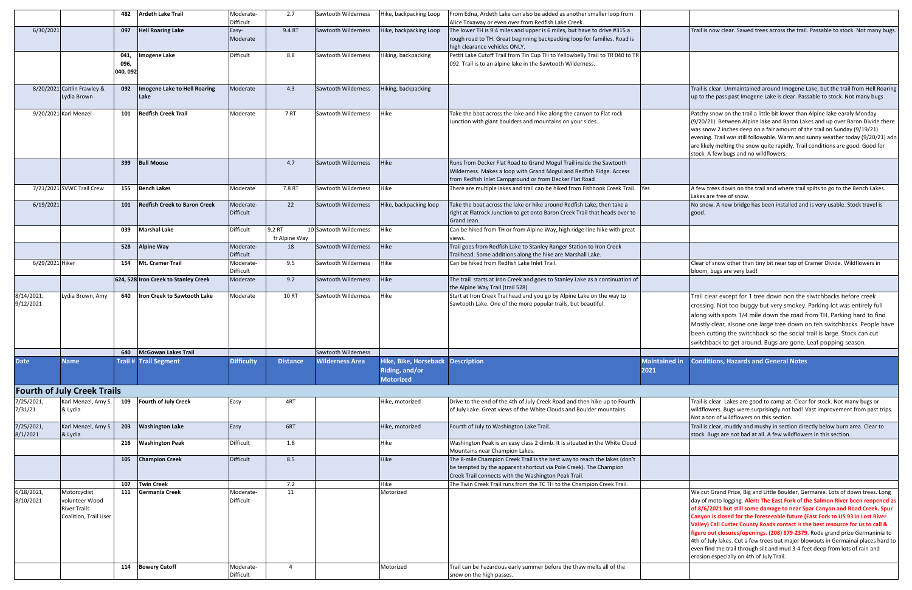| Date | Name | Trail # | Trail Segment | Difficulty | Distance | Wilderness Area | Hike, Bike, Horseback Riding, and/or Motorized | Description | Maintained in 2021 | Conditions, Hazards and General Notes |
|---|---|---|---|---|---|---|---|---|---|---|
| | | 482 | Ardeth Lake Trail | Moderate-Difficult | 2.7 | Sawtooth Wilderness | Hike, backpacking Loop | From Edna, Ardeth Lake can also be added as another smaller loop from Alice Toxaway or even over from Redfish Lake Creek. | | |
| 6/30/2021 | | 097 | Hell Roaring Lake | Easy-Moderate | 9.4 RT | Sawtooth Wilderness | Hike, backpacking Loop | The lower TH is 9.4 miles and upper is 6 miles, but have to drive #315 a rough road to TH. Great beginning backpacking loop for families. Road is high clearance vehicles ONLY. | | Trail is now clear. Sawed trees across the trail. Passable to stock. Not many bugs. |
| | | 041, 096, 040, 092 | Imogene Lake | Difficult | 8.8 | Sawtooth Wilderness | Hiking, backpacking | Pettit Lake Cutoff Trail from Tin Cup TH to Yellowbelly Trail to TR 040 to TR 092. Trail is to an alpine lake in the Sawtooth Wilderness. | | |
| 8/20/2021 | Caitlin Frawley & Lydia Brown | 092 | Imogene Lake to Hell Roaring Lake | Moderate | 4.3 | Sawtooth Wilderness | Hiking, backpacking | | | Trail is clear. Unmaintained around Imogene Lake, but the trail from Hell Roaring up to the pass past Imogene Lake is clear. Passable to stock. Not many bugs |
| 9/20/2021 | Karl Menzel | 101 | Redfish Creek Trail | Moderate | 7 RT | Sawtooth Wilderness | Hike | Take the boat across the lake and hike along the canyon to Flat rock Junction with giant boulders and mountains on your sides. | | Patchy snow on the trail a little bit lower than Alpine lake earaly Monday (9/20/21). Between Alpine lake and Baron Lakes and up over Baron Divide there was snow 2 inches deep on a fair amount of the trail on Sunday (9/19/21) evening. Trail was still followable. Warm and sunny weather today (9/20/21) adn are likely melting the snow quite rapidly. Trail conditions are good. Good for stock. A few bugs and no wildflowers. |
| | | 399 | Bull Moose | | 4.7 | Sawtooth Wilderness | Hike | Runs from Decker Flat Road to Grand Mogul Trail inside the Sawtooth Wilderness. Makes a loop with Grand Mogul and Redfish Ridge. Access from Redfish Inlet Campground or from Decker Flat Road | | |
| 7/21/2021 | SVWC Trail Crew | 155 | Bench Lakes | Moderate | 7.8 RT | Sawtooth Wilderness | Hike | There are multiple lakes and trail can be hiked from Fishhook Creek Trail. | Yes | A few trees down on the trail and where trail spilts to go to the Bench Lakes. Lakes are free of snow. |
| 6/19/2021 | | 101 | Redfish Creek to Baron Creek | Moderate-Difficult | 22 | Sawtooth Wilderness | Hike, backpacking loop | Take the boat across the lake or hike around Redfish Lake, then take a right at Flatrock Junction to get onto Baron Creek Trail that heads over to Grand Jean. | | No snow. A new bridge has been installed and is very usable. Stock travel is good. |
| | | 039 | Marshal Lake | Difficult | 9.2 RT 10 fr Alpine Way | Sawtooth Wilderness | Hike | Can be hiked from TH or from Alpine Way, high ridge-line hike with great views. | | |
| | | 528 | Alpine Way | Moderate-Difficult | 18 | Sawtooth Wilderness | Hike | Trail goes from Redfish Lake to Stanley Ranger Station to Iron Creek Trailhead. Some additions along the hike are Marshall Lake. | | |
| 6/29/2021 | Hiker | 154 | Mt. Cramer Trail | Moderate-Difficult | 9.5 | Sawtooth Wilderness | Hike | Can be hiked from Redfish Lake Inlet Trail. | | Clear of snow other than tiny bit near top of Cramer Divide. Wildflowers in bloom, bugs are very bad! |
| | | 624, 528 | Iron Creek to Stanley Creek | Moderate | 9.2 | Sawtooth Wilderness | Hike | The trail starts at Iron Creek and goes to Stanley Lake as a continuation of the Alpine Way Trail (trail 528) | | |
| 8/14/2021, 9/12/2021 | Lydia Brown, Amy | 640 | Iron Creek to Sawtooth Lake | Moderate | 10 RT | Sawtooth Wilderness | Hike | Start at Iron Creek Trailhead and you go by Alpine Lake on the way to Sawtooth Lake. One of the more popular trails, but beautiful. | | Trail clear except for 1 tree down oon the siwtchbacks before creek crossing. Not too buggy but very smokey. Parking lot was entirely full along with spots 1/4 mile down the road from TH. Parking hard to find. Mostly clear, alsone one large tree down on teh switchbacks. People have been cutting the switchback so the social trail is large. Stock can cut switchback to get around. Bugs are gone. Leaf popping season. |
| | | 640 | McGowan Lakes Trail | | | Sawtooth Wilderness | | | | |

## Fourth of July Creek Trails

| Date | Name | Trail # | Trail Segment | Difficulty | Distance | Wilderness Area | Hike, Bike, Horseback Riding, and/or Motorized | Description | Maintained in 2021 | Conditions, Hazards and General Notes |
|---|---|---|---|---|---|---|---|---|---|---|
| 7/25/2021, 7/31/21 | Karl Menzel, Amy S. & Lydia | 109 | Fourth of July Creek | Easy | 4RT | | Hike, motorized | Drive to the end of the 4th of July Creek Road and then hike up to Fourth of July Lake. Great views of the White Clouds and Boulder mountains. | | Trail is clear. Lakes are good to camp at. Clear for stock. Not many bugs or wildflowers. Bugs were surprisingly not bad! Vast improvement from past trips. Not a ton of wildflowers on this section. |
| 7/25/2021, 8/1/2021 | Karl Menzel, Amy S. & Lydia | 203 | Washington Lake | Easy | 6RT | | Hike, motorized | Fourth of July to Washington Lake Trail. | | Trail is clear, muddy and mushy in section directly below burn area. Clear to stock. Bugs are not bad at all. A few wildflowers in this section. |
| | | 216 | Washington Peak | Difficult | 1.8 | | Hike | Washington Peak is an easy class 2 climb. It is situated in the White Cloud Mountains near Champion Lakes. | | |
| | | 105 | Champion Creek | Difficult | 8.5 | | Hike | The 8-mile Champion Creek Trail is the best way to reach the lakes (don't be tempted by the apparent shortcut via Pole Creek). The Champion Creek Trail connects with the Washington Peak Trail. | | |
| | | 107 | Twin Creek | | 7.2 | | Hike | The Twin Creek Trail runs from the TC TH to the Champion Creek Trail. | | |
| 6/18/2021, 8/10/2021 | Motorcyclist volunteer Wood River Trails Coalition, Trail User | 111 | Germania Creek | Moderate-Difficult | 11 | | Motorized | | | We cut Grand Prize, Big and Little Boulder, Germanie. Lots of down trees. Long day of moto logging. **Alert: The East Fork of the Salmon River been reopened as of 8/6/2021 but still some damage to near Spar Canyon and Road Creek. Spur Canyon is closed for the foreseeable future (East Fork to US 93 in Lost River Valley) Call Custer County Roads contact is the best resource for us to call & figure out closures/openings. (208) 879-2379.** Rode grand prize Germaninia to 4th of July lakes. Cut a few trees but major blowouts in Germainai places hard to even find the trail through silt and mud 3-4 feet deep from lots of rain and erosion especially on 4th of July Trail. |
| | | 114 | Bowery Cutoff | Moderate-Difficult | 4 | | Motorized | Trail can be hazardous early summer before the thaw melts all of the snow on the high passes. | | |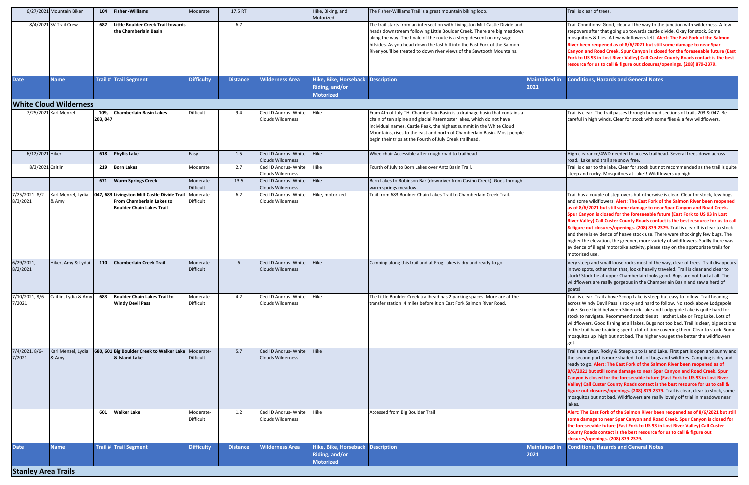| | | | | | | | | | | |
|---|---|---|---|---|---|---|---|---|---|---|
| 6/27/2021 | Mountain Biker | 104 | **Fisher -Williams** | Moderate | 17.5 RT | | Hike, Biking, and Motorized | The Fisher-Williams Trail is a great mountain biking loop. | | Trail is clear of trees. |
| 8/4/2021 | SV Trail Crew | 682 | **Little Boulder Creek Trail towards the Chamberlain Basin** | | 6.7 | | | The trail starts from an intersection with Livingston Mill-Castle Divide and heads downstream following Little Boulder Creek. There are big meadows along the way. The finale of the route is a steep descent on dry sage hillsides. As you head down the last hill into the East Fork of the Salmon River you'll be treated to down river views of the Sawtooth Mountains. | | Trail Conditions: Good, clear all the way to the junction with wilderness. A few stepovers after that going up towards castle divide. Okay for stock. Some mosquitoes & flies. A few wildflowers left. **Alert: The East Fork of the Salmon River been reopened as of 8/6/2021 but still some damage to near Spar Canyon and Road Creek. Spur Canyon is closed for the foreseeable future (East Fork to US 93 in Lost River Valley) Call Custer County Roads contact is the best resource for us to call & figure out closures/openings. (208) 879-2379.** |

| Date | Name | Trail # | Trail Segment | Difficulty | Distance | Wilderness Area | Hike, Bike, Horseback Riding, and/or Motorized | Description | Maintained in 2021 | Conditions, Hazards and General Notes |
|---|---|---|---|---|---|---|---|---|---|---|
| **White Cloud Wilderness** | | | | | | | | | | |
| 7/25/2021 | Karl Menzel | 109, 203, 047 | **Chamberlain Basin Lakes** | Difficult | 9.4 | Cecil D Andrus- White Clouds Wilderness | Hike | From 4th of July TH. Chamberlain Basin is a drainage basin that contains a chain of ten alpine and glacial Paternoster lakes, which do not have individual names. Castle Peak, the highest summit in the White Cloud Mountains, rises to the east and north of Chamberlain Basin. Most people begin their trips at the Fourth of July Creek trailhead. | | Trail is clear. The trail passes through burned sections of trails 203 & 047. Be careful in high winds. Clear for stock with some flies & a few wildflowers. |
| 6/12/2021 | Hiker | 618 | **Phyllis Lake** | Easy | 1.5 | Cecil D Andrus- White Clouds Wilderness | Hike | Wheelchair Accessible after rough road to trailhead | | High clearance/4WD needed to access trailhead. Several trees down across road. Lake and trail are snow free. |
| 8/3/2021 | Caitlin | 219 | **Born Lakes** | Moderate | 2.7 | Cecil D Andrus- White Clouds Wilderness | Hike | Fourth of July to Born Lakes over Antz Basin Trail. | | Trail is clear to the lake. Clear for stock but not recommended as the trail is quite steep and rocky. Mosquitoes at Lake!! Wildflowers up high. |
| | | 671 | **Warm Springs Creek** | Moderate-Difficult | 13.5 | Cecil D Andrus- White Clouds Wilderness | Hike | Born Lakes to Robinson Bar (downriver from Casino Creek). Goes through warm springs meadow. | | |
| 7/25/2021. 8/2-8/3/2021 | Karl Menzel, Lydia & Amy | 047, 683 | **Livingston Mill-Castle Divide Trail From Chamberlain Lakes to Boulder Chain Lakes Trail** | Moderate-Difficult | 6.2 | Cecil D Andrus- White Clouds Wilderness | Hike, motorized | Trail from 683 Boulder Chain Lakes Trail to Chamberlain Creek Trail. | | Trail has a couple of step-overs but otherwise is clear. Clear for stock, few bugs and some wildflowers. **Alert: The East Fork of the Salmon River been reopened as of 8/6/2021 but still some damage to near Spar Canyon and Road Creek. Spur Canyon is closed for the foreseeable future (East Fork to US 93 in Lost River Valley) Call Custer County Roads contact is the best resource for us to call & figure out closures/openings. (208) 879-2379.** Trail is clear It is clear to stock and there is evidence of heave stock use. There were shockingly few bugs. The higher the elevation, the greener, more variety of wildflowers. Sadlly there was evidence of illegal motorbike activity, please stay on the appropriate trails for motorized use. |
| 6/29/2021, 8/2/2021 | Hiker, Amy & Lydai | 110 | **Chamberlain Creek Trail** | Moderate-Difficult | 6 | Cecil D Andrus- White Clouds Wilderness | Hike | Camping along this trail and at Frog Lakes is dry and ready to go. | | Very steep and small loose rocks most of the way, clear of trees. Trail disappears in two spots, other than that, looks heavily traveled. Trail is clear and clear to stock! Stock tie at upper Chamberlain looks good. Bugs are not bad at all. The wildflowers are really gorgeous in the Chamberlain Basin and saw a herd of goats! |
| 7/10/2021, 8/6-7/2021 | Caitlin, Lydia & Amy | 683 | **Boulder Chain Lakes Trail to Windy Devil Pass** | Moderate-Difficult | 4.2 | Cecil D Andrus- White Clouds Wilderness | Hike | The Little Boulder Creek trailhead has 2 parking spaces. More are at the transfer station .4 miles before it on East Fork Salmon River Road. | | Trail is clear. Trail above Scoop Lake is steep but easy to follow. Trail heading across Windy Devil Pass is rocky and hard to follow. No stock above Lodgepole Lake. Scree field between Sliderock Lake and Lodgepole Lake is quite hard for stock to navigate. Recommend stock ties at Hatchet Lake or Frog Lake. Lots of wildflowers. Good fishing at all lakes. Bugs not too bad. Trail is clear, big sections of the trail have braiding-spent a lot of time covering them. Clear to stock. Some mosquitos up high but not bad. The higher you get the better the wildflowers get. |
| 7/4/2021, 8/6-7/2021 | Karl Menzel, Lydia & Amy | 680, 601 | **Big Boulder Creek to Walker Lake & Island Lake** | Moderate-Difficult | 5.7 | Cecil D Andrus- White Clouds Wilderness | Hike | | | Trails are clear. Rocky & Steep up to Island Lake. First part is open and sunny and the second part is more shaded. Lots of bugs and wildfires. Campiing is dry and ready to go. **Alert: The East Fork of the Salmon River been reopened as of 8/6/2021 but still some damage to near Spar Canyon and Road Creek. Spur Canyon is closed for the foreseeable future (East Fork to US 93 in Lost River Valley) Call Custer County Roads contact is the best resource for us to call & figure out closures/openings. (208) 879-2379.** Trail is clear, clear to stock, some mosquitos but not bad. Wildflowers are really lovely off trial in meadows near lakes. |
| | | 601 | **Walker Lake** | Moderate-Difficult | 1.2 | Cecil D Andrus- White Clouds Wilderness | Hike | Accessed from Big Boulder Trail | | **Alert: The East Fork of the Salmon River been reopened as of 8/6/2021 but still some damage to near Spar Canyon and Road Creek. Spur Canyon is closed for the foreseeable future (East Fork to US 93 in Lost River Valley) Call Custer County Roads contact is the best resource for us to call & figure out closures/openings. (208) 879-2379.** |

| Date | Name | Trail # | Trail Segment | Difficulty | Distance | Wilderness Area | Hike, Bike, Horseback Riding, and/or Motorized | Description | Maintained in 2021 | Conditions, Hazards and General Notes |
|---|---|---|---|---|---|---|---|---|---|---|
| **Stanley Area Trails** | | | | | | | | | | |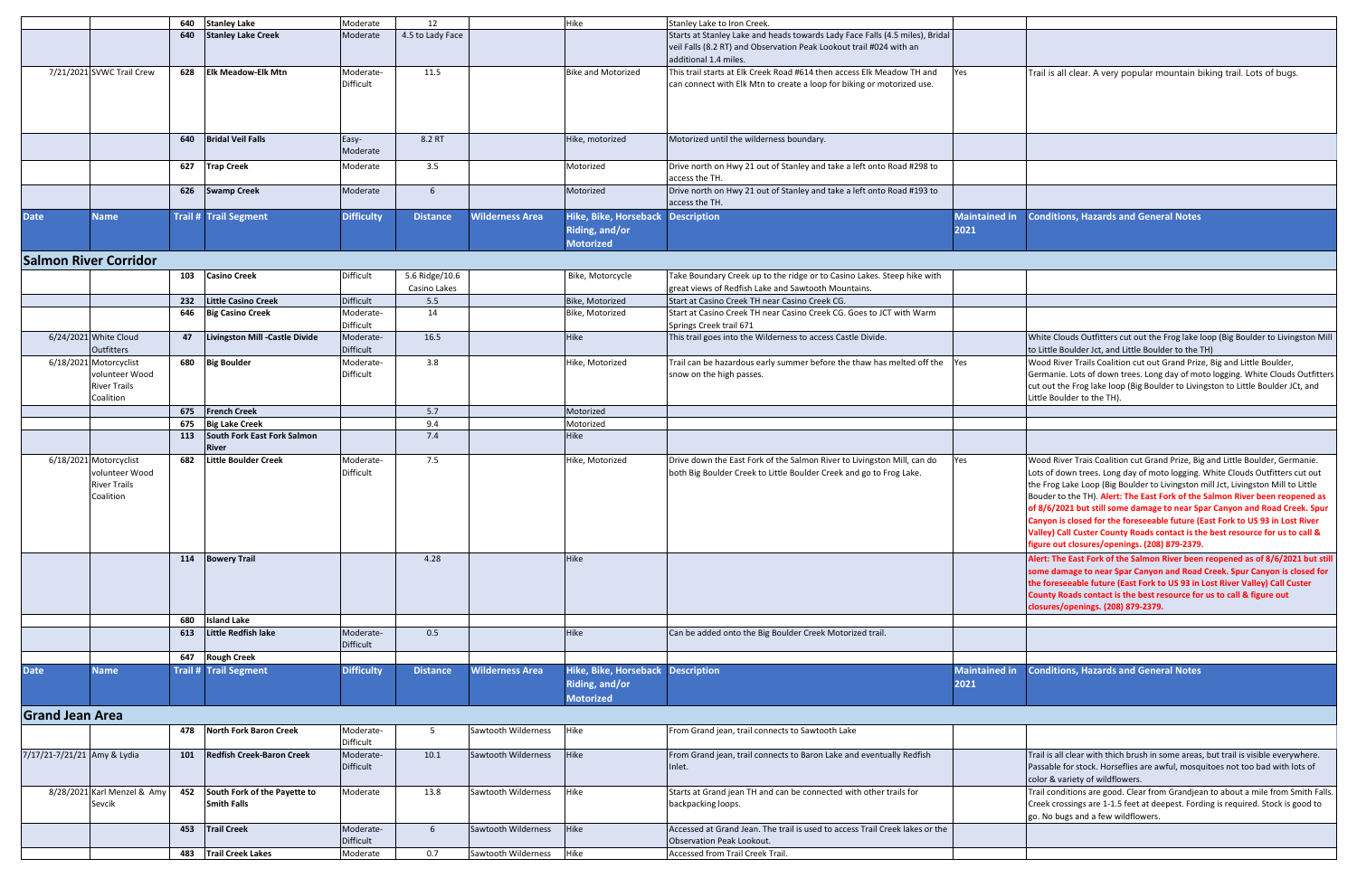| Date | Name | Trail # | Trail Segment | Difficulty | Distance | Wilderness Area | Hike, Bike, Horseback Riding, and/or Motorized | Description | Maintained in 2021 | Conditions, Hazards and General Notes |
|---|---|---|---|---|---|---|---|---|---|---|
| | | 640 | **Stanley Lake** | Moderate | 12 | | Hike | Stanley Lake to Iron Creek. | | |
| | | 640 | **Stanley Lake Creek** | Moderate | 4.5 to Lady Face | | | Starts at Stanley Lake and heads towards Lady Face Falls (4.5 miles), Bridal veil Falls (8.2 RT) and Observation Peak Lookout trail #024 with an additional 1.4 miles. | | |
| 7/21/2021 | SVWC Trail Crew | 628 | **Elk Meadow-Elk Mtn** | Moderate-Difficult | 11.5 | | Bike and Motorized | This trail starts at Elk Creek Road #614 then access Elk Meadow TH and can connect with Elk Mtn to create a loop for biking or motorized use. | Yes | Trail is all clear. A very popular mountain biking trail. Lots of bugs. |
| | | 640 | **Bridal Veil Falls** | Easy-Moderate | 8.2 RT | | Hike, motorized | Motorized until the wilderness boundary. | | |
| | | 627 | **Trap Creek** | Moderate | 3.5 | | Motorized | Drive north on Hwy 21 out of Stanley and take a left onto Road #298 to access the TH. | | |
| | | 626 | **Swamp Creek** | Moderate | 6 | | Motorized | Drive north on Hwy 21 out of Stanley and take a left onto Road #193 to access the TH. | | |
| **Date** | **Name** | **Trail #** | **Trail Segment** | **Difficulty** | **Distance** | **Wilderness Area** | **Hike, Bike, Horseback Riding, and/or Motorized** | **Description** | **Maintained in 2021** | **Conditions, Hazards and General Notes** |
| **Salmon River Corridor** | | | | | | | | | | |
| | | 103 | **Casino Creek** | Difficult | 5.6 Ridge/10.6 Casino Lakes | | Bike, Motorcycle | Take Boundary Creek up to the ridge or to Casino Lakes. Steep hike with great views of Redfish Lake and Sawtooth Mountains. | | |
| | | 232 | **Little Casino Creek** | Difficult | 5.5 | | Bike, Motorized | Start at Casino Creek TH near Casino Creek CG. | | |
| | | 646 | **Big Casino Creek** | Moderate-Difficult | 14 | | Bike, Motorized | Start at Casino Creek TH near Casino Creek CG. Goes to JCT with Warm Springs Creek trail 671 | | |
| 6/24/2021 | White Cloud Outfitters | 47 | **Livingston Mill -Castle Divide** | Moderate-Difficult | 16.5 | | Hike | This trail goes into the Wilderness to access Castle Divide. | | White Clouds Outfitters cut out the Frog lake loop (Big Boulder to Livingston Mill to Little Boulder Jct, and Little Boulder to the TH) |
| 6/18/2021 | Motorcyclist volunteer Wood River Trails Coalition | 680 | **Big Boulder** | Moderate-Difficult | 3.8 | | Hike, Motorized | Trail can be hazardous early summer before the thaw has melted off the snow on the high passes. | Yes | Wood River Trails Coalition cut out Grand Prize, Big and Little Boulder, Germanie. Lots of down trees. Long day of moto logging. White Clouds Outfitters cut out the Frog lake loop (Big Boulder to Livingston to Little Boulder JCt, and Little Boulder to the TH). |
| | | 675 | **French Creek** | | 5.7 | | Motorized | | | |
| | | 675 | **Big Lake Creek** | | 9.4 | | Motorized | | | |
| | | 113 | **South Fork East Fork Salmon River** | | 7.4 | | Hike | | | |
| 6/18/2021 | Motorcyclist volunteer Wood River Trails Coalition | 682 | **Little Boulder Creek** | Moderate-Difficult | 7.5 | | Hike, Motorized | Drive down the East Fork of the Salmon River to Livingston Mill, can do both Big Boulder Creek to Little Boulder Creek and go to Frog Lake. | Yes | Wood River Trais Coalition cut Grand Prize, Big and Little Boulder, Germanie. Lots of down trees. Long day of moto logging. White Clouds Outfitters cut out the Frog Lake Loop (Big Boulder to Livingston mill Jct, Livingston Mill to Little Bouder to the TH). **Alert: The East Fork of the Salmon River been reopened as of 8/6/2021 but still some damage to near Spar Canyon and Road Creek. Spur Canyon is closed for the foreseeable future (East Fork to US 93 in Lost River Valley) Call Custer County Roads contact is the best resource for us to call & figure out closures/openings. (208) 879-2379.** |
| | | 114 | **Bowery Trail** | | 4.28 | | Hike | | | **Alert: The East Fork of the Salmon River been reopened as of 8/6/2021 but still some damage to near Spar Canyon and Road Creek. Spur Canyon is closed for the foreseeable future (East Fork to US 93 in Lost River Valley) Call Custer County Roads contact is the best resource for us to call & figure out closures/openings. (208) 879-2379.** |
| | | 680 | **Island Lake** | | | | | | | |
| | | 613 | **Little Redfish lake** | Moderate-Difficult | 0.5 | | Hike | Can be added onto the Big Boulder Creek Motorized trail. | | |
| | | 647 | **Rough Creek** | | | | | | | |
| **Date** | **Name** | **Trail #** | **Trail Segment** | **Difficulty** | **Distance** | **Wilderness Area** | **Hike, Bike, Horseback Riding, and/or Motorized** | **Description** | **Maintained in 2021** | **Conditions, Hazards and General Notes** |
| **Grand Jean Area** | | | | | | | | | | |
| | | 478 | **North Fork Baron Creek** | Moderate-Difficult | 5 | Sawtooth Wilderness | Hike | From Grand jean, trail connects to Sawtooth Lake | | |
| 7/17/21-7/21/21 | Amy & Lydia | 101 | **Redfish Creek-Baron Creek** | Moderate-Difficult | 10.1 | Sawtooth Wilderness | Hike | From Grand jean, trail connects to Baron Lake and eventually Redfish Inlet. | | Trail is all clear with thich brush in some areas, but trail is visible everywhere. Passable for stock. Horseflies are awful, mosquitoes not too bad with lots of color & variety of wildflowers. |
| 8/28/2021 | Karl Menzel & Amy Sevcik | 452 | **South Fork of the Payette to Smith Falls** | Moderate | 13.8 | Sawtooth Wilderness | Hike | Starts at Grand jean TH and can be connected with other trails for backpacking loops. | | Trail conditions are good. Clear from Grandjean to about a mile from Smith Falls. Creek crossings are 1-1.5 feet at deepest. Fording is required. Stock is good to go. No bugs and a few wildflowers. |
| | | 453 | **Trail Creek** | Moderate-Difficult | 6 | Sawtooth Wilderness | Hike | Accessed at Grand Jean. The trail is used to access Trail Creek lakes or the Observation Peak Lookout. | | |
| | | 483 | **Trail Creek Lakes** | Moderate | 0.7 | Sawtooth Wilderness | Hike | Accessed from Trail Creek Trail. | | |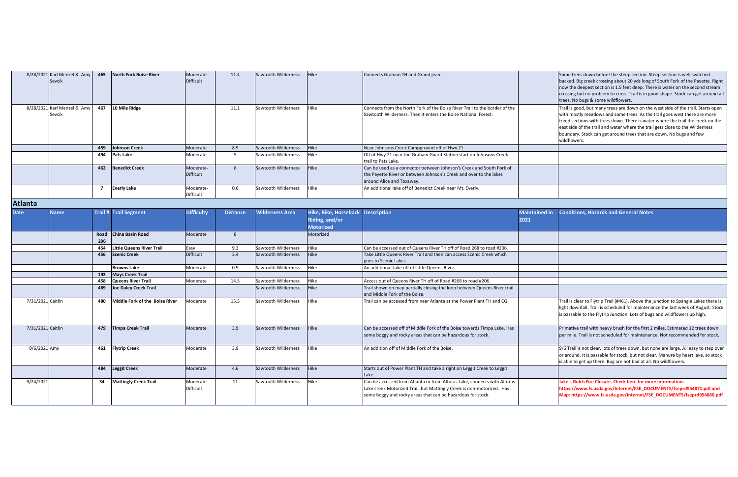| | | | | | | | | | | |
|---|---|---|---|---|---|---|---|---|---|---|
| 8/28/2021 | Karl Menzel & Amy Sevcik | 465 | **North Fork Boise River** | Moderate-Difficult | 11.4 | Sawtooth Wilderness | Hike | Connects Graham TH and Grand jean. | | Some trees down before the steep section. Steep section is well switched backed. Big creek crossing about 20 yds long of South Fork of the Payette. Right now the deepest section is 1.5 feet deep. There is water on the second stream crossing but no problem to cross. Trail is in good shape. Stock can get around all trees. No bugs & some wildflowers. |
| 8/28/2021 | Karl Menzel & Amy Sevcik | 467 | **10 Mile Ridge** | | 11.1 | Sawtooth Wilderness | Hike | Connects from the North Fork of the Boise River Trail to the border of the Sawtooth Wilderness. Then it enters the Boise National Forest. | | Trail is good, but many trees are down on the west side of the trail. Starts open with mostly meadows and some trees. As the trail goes west there are more treed sections with trees down. There is water where the trail the creek on the east side of the trail and water where the trail gets close to the Wilderness boundary. Stock can get around trees that are down. No bugs and few wildflowers. |
| | | 459 | **Johnson Creek** | Moderate | 8.9 | Sawtooth Wilderness | Hike | Near Johnsons Creek Campground off of Hwy 21. | | |
| | | 494 | **Pats Lake** | Moderate | 5 | Sawtooth Wilderness | Hike | Off of Hwy 21 near the Graham Guard Station start on Johnsons Creek trail to Pats Lake. | | |
| | | 462 | **Benedict Creek** | Moderate-Difficult | 8 | Sawtooth Wilderness | Hike | Can be used as a connector between Johnson's Creek and South Fork of the Payette River or between Johnson's Creek and over to the lakes around Alice and Toxaway. | | |
| | | 7 | **Everly Lake** | Moderate-Difficult | 0.6 | Sawtooth Wilderness | Hike | An additional lake off of Benedict Creek near Mt. Everly. | | |

## Atlanta

| Date | Name | Trail # | Trail Segment | Difficulty | Distance | Wilderness Area | Hike, Bike, Horseback Riding, and/or Motorized | Description | Maintained in 2021 | Conditions, Hazards and General Notes |
|---|---|---|---|---|---|---|---|---|---|---|
| | | Road 206 | **China Basin Road** | Moderate | 8 | | Motorized | | | |
| | | 454 | **Little Queens River Trail** | Easy | 9.3 | Sawtooth Wilderness | Hike | Can be accessed out of Queens River TH off of Road 268 to road #206. | | |
| | | 456 | **Scenic Creek** | Difficult | 3.4 | Sawtooth Wilderness | Hike | Take Little Queens River Trail and then can access Scenic Creek which goes to Scenic Lakes. | | |
| | | | **Browns Lake** | Moderate | 0.9 | Sawtooth Wilderness | Hike | An additional Lake off of Little Queens River. | | |
| | | 192 | **Mays Creek Trail** | | | | | | | |
| | | 458 | **Queens River Trail** | Moderate | 14.5 | Sawtooth Wilderness | Hike | Access out of Queens River TH off of Road #268 to road #206. | | |
| | | 469 | **Joe Daley Creek Trail** | | | Sawtooth Wilderness | Hike | Trail shown on map partially closing the loop between Queens River trail and Middle Fork of the Boise. | | |
| 7/31/2021 | Caitlin | 480 | **Middle Fork of the Boise River** | Moderate | 15.5 | Sawtooth Wilderness | Hike | Trail can be accessed from near Atlanta at the Power Plant TH and CG. | | Trail is clear to Flytrip Trail (#461). Above the junction to Spangle Lakes there is light downfall. Trail is scheduled for maintenance the last week of August. Stock is passable to the Flytrip Junction. Lots of bugs and wildflowers up high. |
| 7/31/2021 | Caitlin | 479 | **Timpa Creek Trail** | Moderate | 3.9 | Sawtooth Wilderness | Hike | Can be accessed off of Middle Fork of the Boise towards Timpa Lake. Has some boggy and rocky areas that can be hazardous for stock. | | Primative trail with heavy brush for the first 2 miles. Estimated 12 trees down per mile. Trail is not scheduled for maintenance. Not recommended for stock. |
| 9/6/2021 | Amy | 461 | **Flytrip Creek** | Moderate | 3.9 | Sawtooth Wilderness | Hike | An addition off of Middle Fork of the Boise. | | 9/6 Trail is not clear, lots of trees down, but none are large. All easy to step over or around. It is passable for stock, but not clear. Manure by heart lake, so stock is able to get up there. Bug are not bad at all. No wildflowers. |
| | | 484 | **Leggit Creek** | Moderate | 4.6 | Sawtooth Wilderness | Hike | Starts out of Power Plant TH and take a right on Leggit Creek to Leggit Lake. | | |
| 9/24/2021 | | 34 | **Mattingly Creek Trail** | Moderate-Difficult | 11 | Sawtooth Wilderness | Hike | Can be accessed from Atlanta or from Alturas Lake, connects with Alturas Lake creek Motorized Trail, but Mattingly Creek is non-motorized. Has some boggy and rocky areas that can be hazardous for stock. | | **Jake's Gulch Fire Closure. Check here for more information: https://www.fs.usda.gov/Internet/FSE_DOCUMENTS/fseprd954871.pdf and Map: https://www.fs.usda.gov/Internet/FSE_DOCUMENTS/fseprd954880.pdf** |